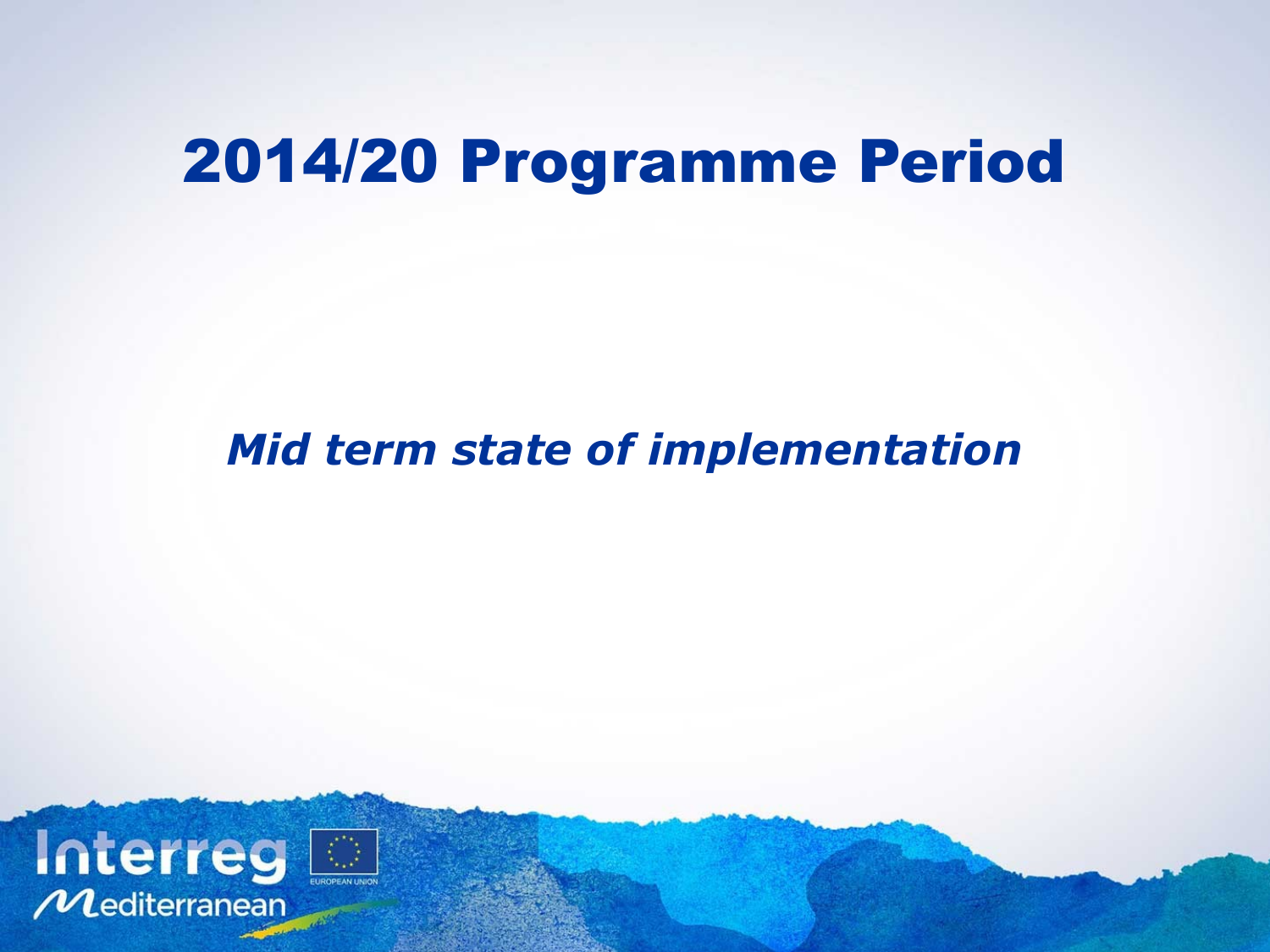# 2014/20 Programme Period

*Mid term state of implementation*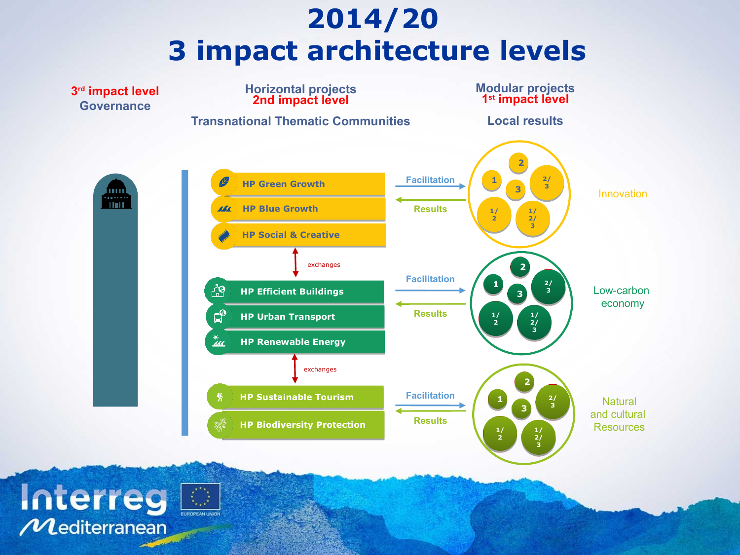# 2014/20
# 3 impact architecture levels

**3rd impact level**
Governance

**Horizontal projects**
**2nd impact level**
Transnational Thematic Communities

**Modular projects**
**1st impact level**
Local results

- HP Green Growth
- HP Blue Growth
- HP Social & Creative

Facilitation → / ← Results

1, 2, 3, 1/2, 2/3, 1/2/3

Innovation

exchanges

- HP Efficient Buildings
- HP Urban Transport
- HP Renewable Energy

Facilitation → / ← Results

1, 2, 3, 1/2, 2/3, 1/2/3

Low-carbon economy

exchanges

- HP Sustainable Tourism
- HP Biodiversity Protection

Facilitation → / ← Results

1, 2, 3, 1/2, 2/3, 1/2/3

Natural and cultural Resources

Interreg Mediterranean
EUROPEAN UNION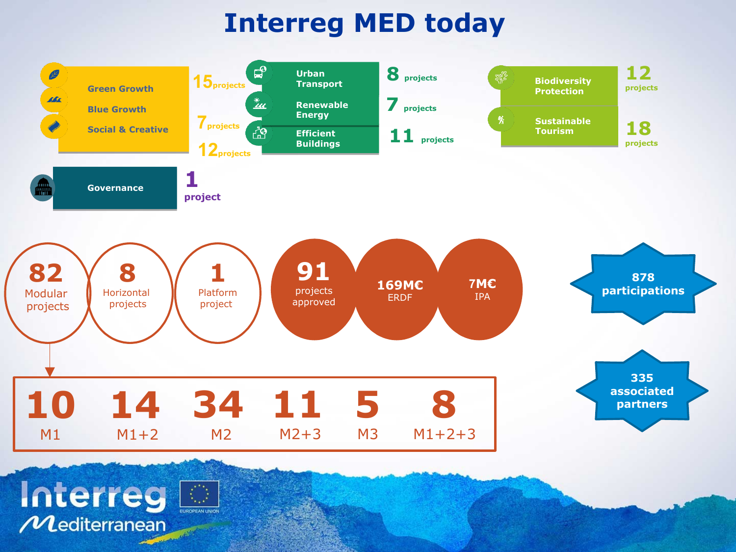# Interreg MED today

- Green Growth — 15 projects
- Blue Growth — 7 projects
- Social & Creative — 12 projects
- Urban Transport — 8 projects
- Renewable Energy — 7 projects
- Efficient Buildings — 11 projects
- Biodiversity Protection — 12 projects
- Sustainable Tourism — 18 projects
- Governance — 1 project

**82** Modular projects

**8** Horizontal projects

**1** Platform project

**91** projects approved

**169M€** ERDF

**7M€** IPA

**878** participations

**335** associated partners

| 10 | 14 | 34 | 11 | 5 | 8 |
|---|---|---|---|---|---|
| M1 | M1+2 | M2 | M2+3 | M3 | M1+2+3 |

Interreg Mediterranean

EUROPEAN UNION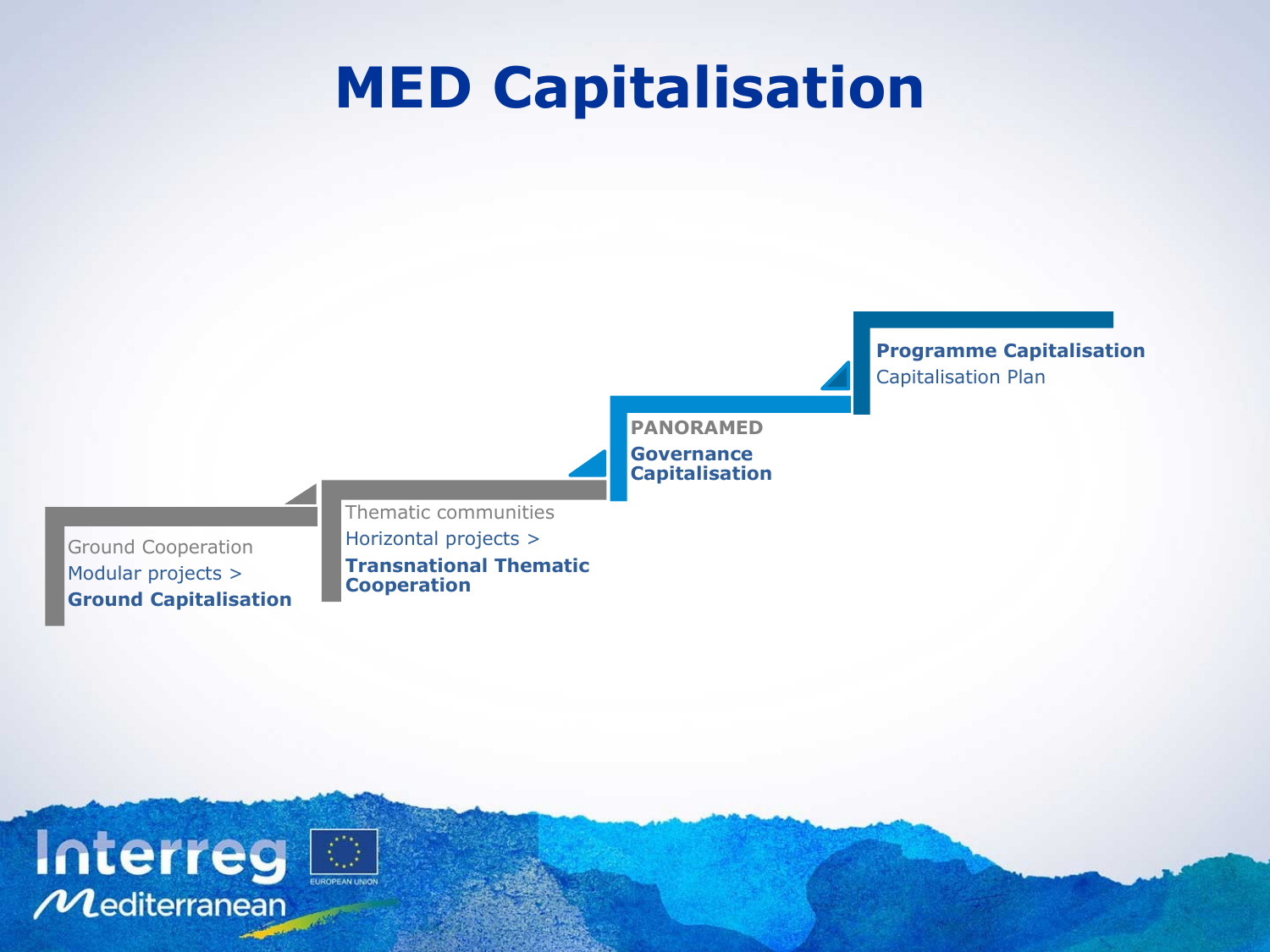# MED Capitalisation

Ground Cooperation
Modular projects >
**Ground Capitalisation**

Thematic communities
Horizontal projects >
**Transnational Thematic Cooperation**

**PANORAMED**
**Governance Capitalisation**

**Programme Capitalisation**
Capitalisation Plan